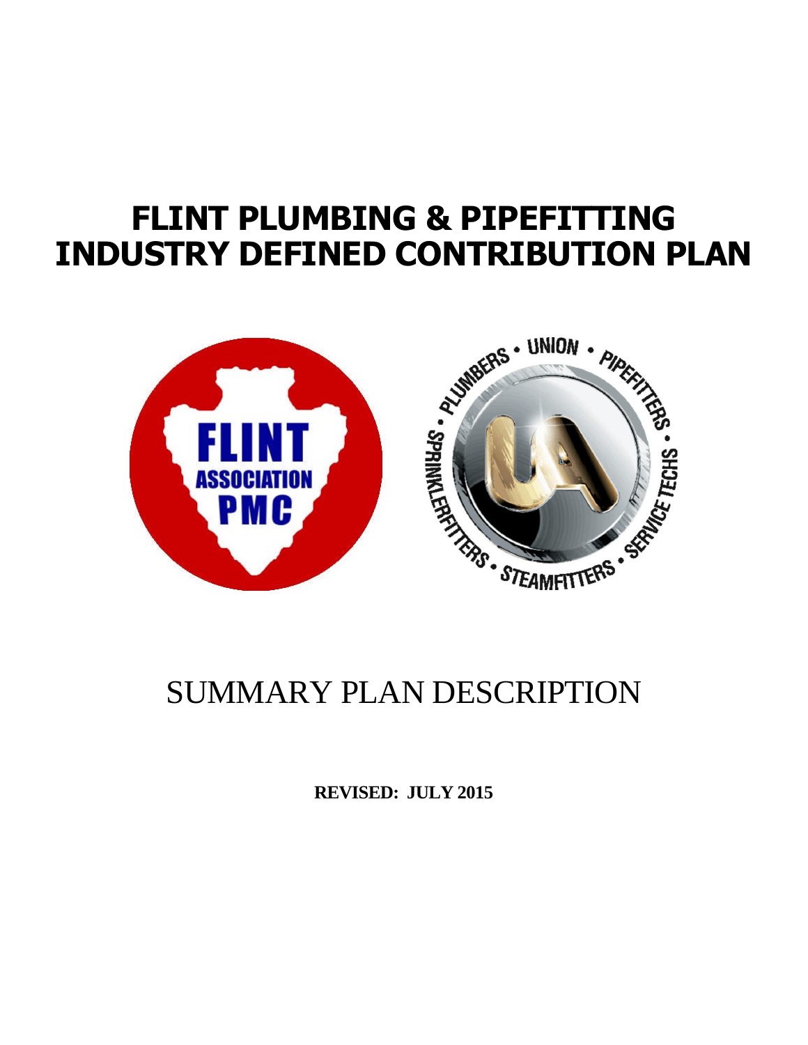# FLINT PLUMBING & PIPEFITTING INDUSTRY DEFINED CONTRIBUTION PLAN

# SUMMARY PLAN DESCRIPTION

**REVISED: JULY 2015**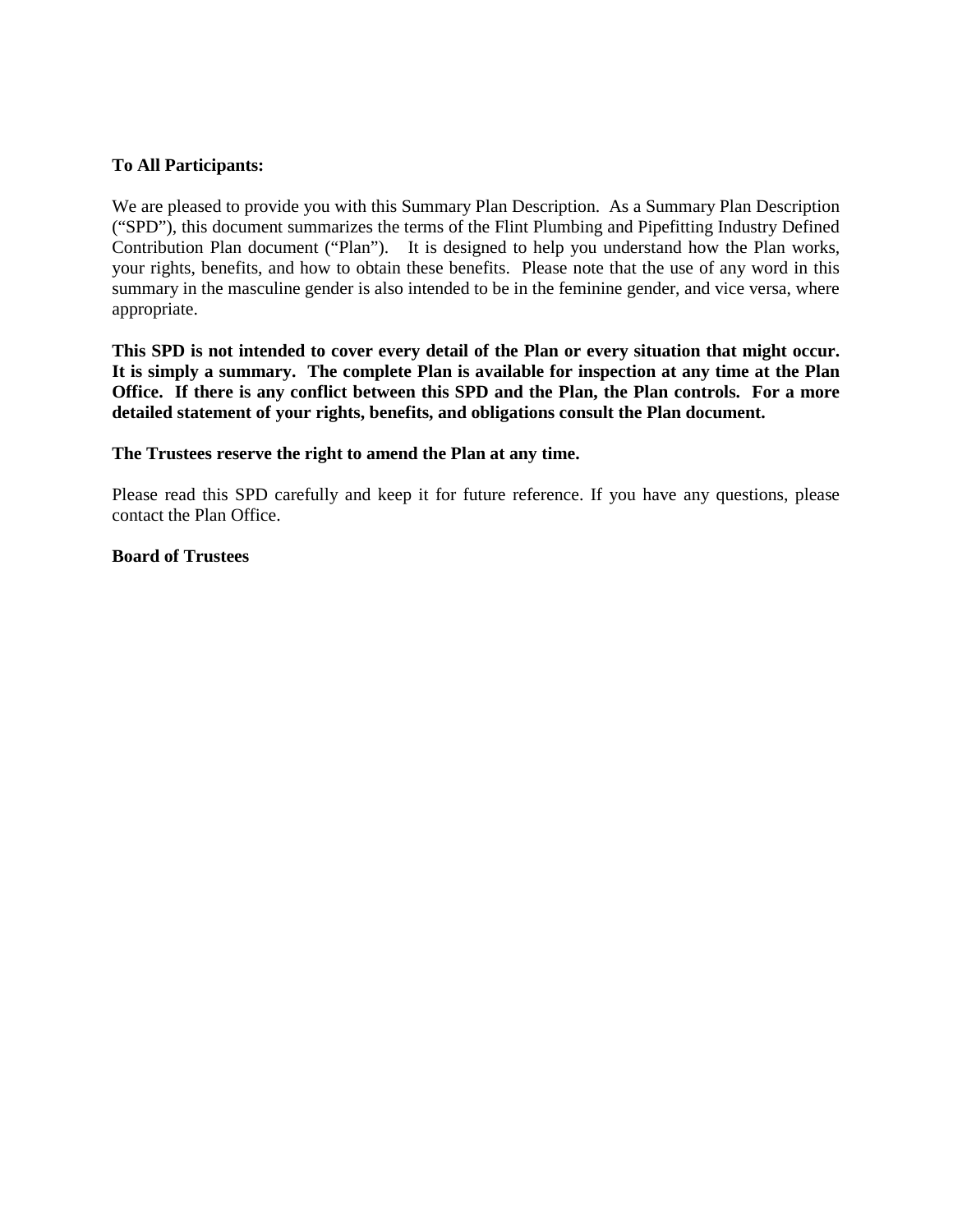**To All Participants:**

We are pleased to provide you with this Summary Plan Description. As a Summary Plan Description ("SPD"), this document summarizes the terms of the Flint Plumbing and Pipefitting Industry Defined Contribution Plan document ("Plan"). It is designed to help you understand how the Plan works, your rights, benefits, and how to obtain these benefits. Please note that the use of any word in this summary in the masculine gender is also intended to be in the feminine gender, and vice versa, where appropriate.

**This SPD is not intended to cover every detail of the Plan or every situation that might occur. It is simply a summary. The complete Plan is available for inspection at any time at the Plan Office. If there is any conflict between this SPD and the Plan, the Plan controls. For a more detailed statement of your rights, benefits, and obligations consult the Plan document.**

**The Trustees reserve the right to amend the Plan at any time.**

Please read this SPD carefully and keep it for future reference. If you have any questions, please contact the Plan Office.

**Board of Trustees**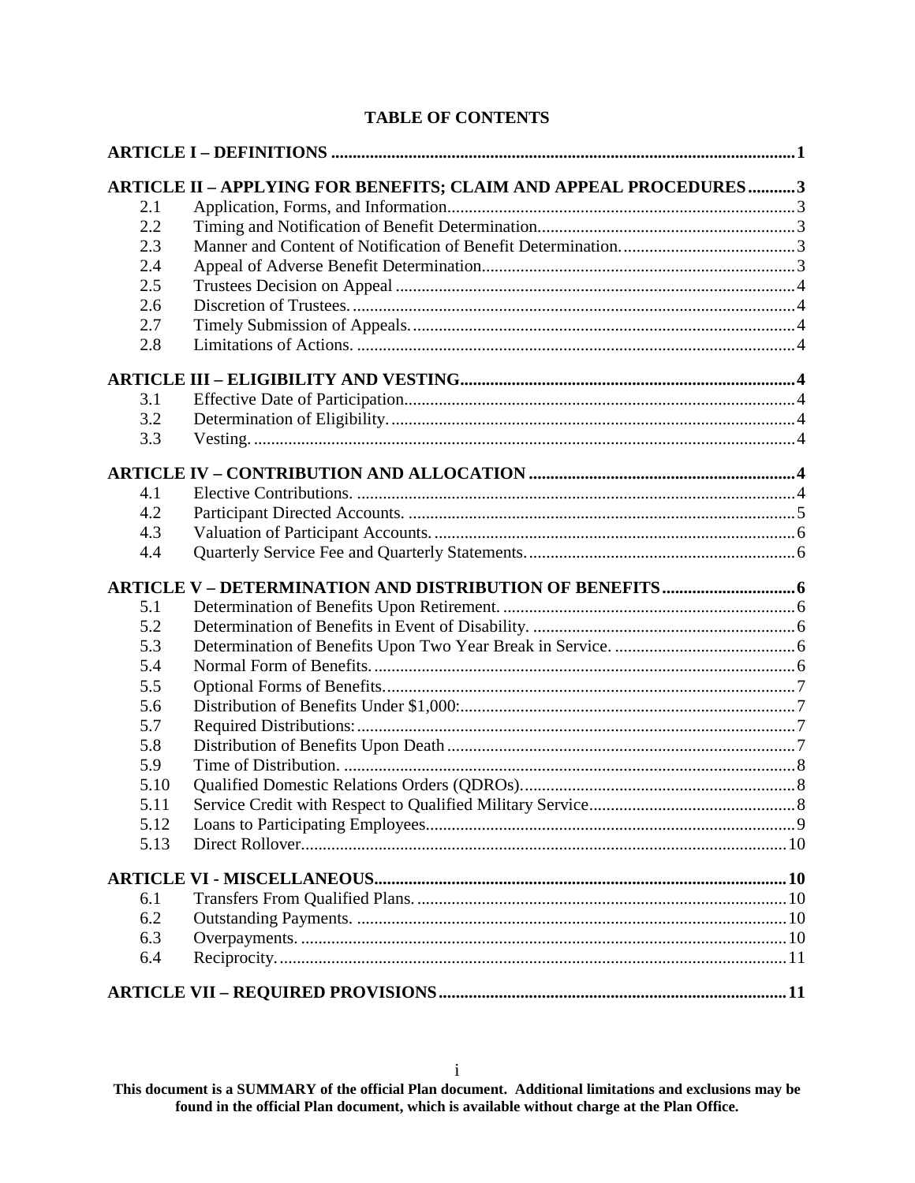# TABLE OF CONTENTS

**ARTICLE I – DEFINITIONS** ..... 1

**ARTICLE II – APPLYING FOR BENEFITS; CLAIM AND APPEAL PROCEDURES** ..... 3

| | | |
|---|---|---|
| 2.1 | Application, Forms, and Information | 3 |
| 2.2 | Timing and Notification of Benefit Determination | 3 |
| 2.3 | Manner and Content of Notification of Benefit Determination. | 3 |
| 2.4 | Appeal of Adverse Benefit Determination | 3 |
| 2.5 | Trustees Decision on Appeal | 4 |
| 2.6 | Discretion of Trustees. | 4 |
| 2.7 | Timely Submission of Appeals. | 4 |
| 2.8 | Limitations of Actions. | 4 |

**ARTICLE III – ELIGIBILITY AND VESTING** ..... 4

| | | |
|---|---|---|
| 3.1 | Effective Date of Participation | 4 |
| 3.2 | Determination of Eligibility. | 4 |
| 3.3 | Vesting. | 4 |

**ARTICLE IV – CONTRIBUTION AND ALLOCATION** ..... 4

| | | |
|---|---|---|
| 4.1 | Elective Contributions. | 4 |
| 4.2 | Participant Directed Accounts. | 5 |
| 4.3 | Valuation of Participant Accounts. | 6 |
| 4.4 | Quarterly Service Fee and Quarterly Statements. | 6 |

**ARTICLE V – DETERMINATION AND DISTRIBUTION OF BENEFITS** ..... 6

| | | |
|---|---|---|
| 5.1 | Determination of Benefits Upon Retirement. | 6 |
| 5.2 | Determination of Benefits in Event of Disability. | 6 |
| 5.3 | Determination of Benefits Upon Two Year Break in Service. | 6 |
| 5.4 | Normal Form of Benefits. | 6 |
| 5.5 | Optional Forms of Benefits. | 7 |
| 5.6 | Distribution of Benefits Under $1,000: | 7 |
| 5.7 | Required Distributions: | 7 |
| 5.8 | Distribution of Benefits Upon Death | 7 |
| 5.9 | Time of Distribution. | 8 |
| 5.10 | Qualified Domestic Relations Orders (QDROs). | 8 |
| 5.11 | Service Credit with Respect to Qualified Military Service | 8 |
| 5.12 | Loans to Participating Employees | 9 |
| 5.13 | Direct Rollover | 10 |

**ARTICLE VI - MISCELLANEOUS** ..... 10

| | | |
|---|---|---|
| 6.1 | Transfers From Qualified Plans. | 10 |
| 6.2 | Outstanding Payments. | 10 |
| 6.3 | Overpayments. | 10 |
| 6.4 | Reciprocity. | 11 |

**ARTICLE VII – REQUIRED PROVISIONS** ..... 11

**This document is a SUMMARY of the official Plan document. Additional limitations and exclusions may be found in the official Plan document, which is available without charge at the Plan Office.**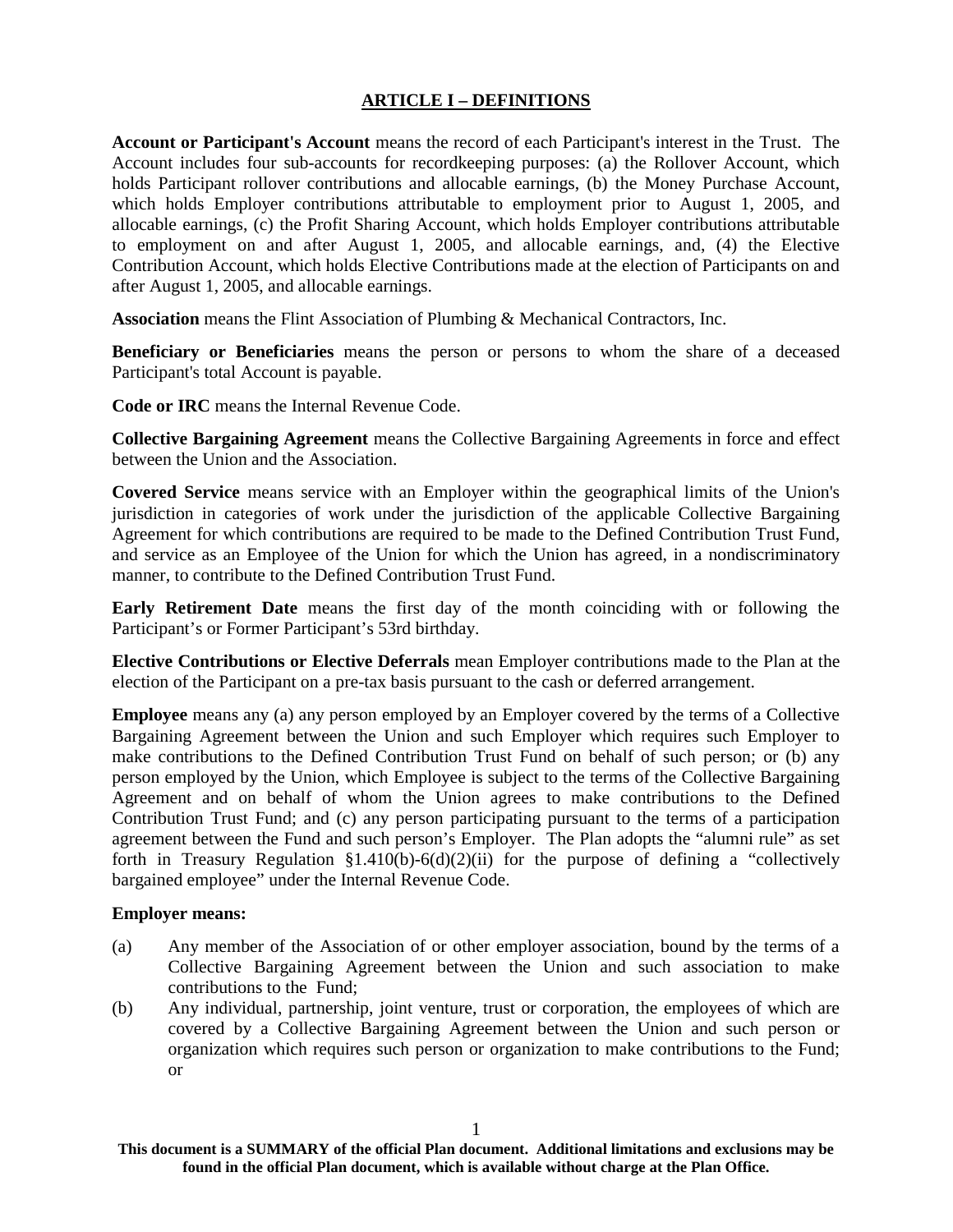## ARTICLE I – DEFINITIONS

**Account or Participant's Account** means the record of each Participant's interest in the Trust. The Account includes four sub-accounts for recordkeeping purposes: (a) the Rollover Account, which holds Participant rollover contributions and allocable earnings, (b) the Money Purchase Account, which holds Employer contributions attributable to employment prior to August 1, 2005, and allocable earnings, (c) the Profit Sharing Account, which holds Employer contributions attributable to employment on and after August 1, 2005, and allocable earnings, and, (4) the Elective Contribution Account, which holds Elective Contributions made at the election of Participants on and after August 1, 2005, and allocable earnings.

**Association** means the Flint Association of Plumbing & Mechanical Contractors, Inc.

**Beneficiary or Beneficiaries** means the person or persons to whom the share of a deceased Participant's total Account is payable.

**Code or IRC** means the Internal Revenue Code.

**Collective Bargaining Agreement** means the Collective Bargaining Agreements in force and effect between the Union and the Association.

**Covered Service** means service with an Employer within the geographical limits of the Union's jurisdiction in categories of work under the jurisdiction of the applicable Collective Bargaining Agreement for which contributions are required to be made to the Defined Contribution Trust Fund, and service as an Employee of the Union for which the Union has agreed, in a nondiscriminatory manner, to contribute to the Defined Contribution Trust Fund.

**Early Retirement Date** means the first day of the month coinciding with or following the Participant's or Former Participant's 53rd birthday.

**Elective Contributions or Elective Deferrals** mean Employer contributions made to the Plan at the election of the Participant on a pre-tax basis pursuant to the cash or deferred arrangement.

**Employee** means any (a) any person employed by an Employer covered by the terms of a Collective Bargaining Agreement between the Union and such Employer which requires such Employer to make contributions to the Defined Contribution Trust Fund on behalf of such person; or (b) any person employed by the Union, which Employee is subject to the terms of the Collective Bargaining Agreement and on behalf of whom the Union agrees to make contributions to the Defined Contribution Trust Fund; and (c) any person participating pursuant to the terms of a participation agreement between the Fund and such person's Employer. The Plan adopts the "alumni rule" as set forth in Treasury Regulation §1.410(b)-6(d)(2)(ii) for the purpose of defining a "collectively bargained employee" under the Internal Revenue Code.

**Employer means:**

(a) Any member of the Association of or other employer association, bound by the terms of a Collective Bargaining Agreement between the Union and such association to make contributions to the Fund;

(b) Any individual, partnership, joint venture, trust or corporation, the employees of which are covered by a Collective Bargaining Agreement between the Union and such person or organization which requires such person or organization to make contributions to the Fund; or

**This document is a SUMMARY of the official Plan document. Additional limitations and exclusions may be found in the official Plan document, which is available without charge at the Plan Office.**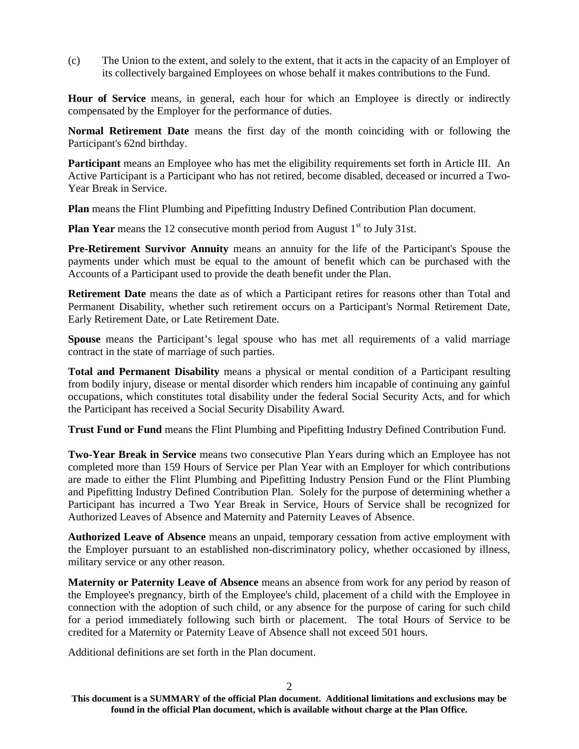(c) The Union to the extent, and solely to the extent, that it acts in the capacity of an Employer of its collectively bargained Employees on whose behalf it makes contributions to the Fund.

**Hour of Service** means, in general, each hour for which an Employee is directly or indirectly compensated by the Employer for the performance of duties.

**Normal Retirement Date** means the first day of the month coinciding with or following the Participant's 62nd birthday.

**Participant** means an Employee who has met the eligibility requirements set forth in Article III. An Active Participant is a Participant who has not retired, become disabled, deceased or incurred a Two-Year Break in Service.

**Plan** means the Flint Plumbing and Pipefitting Industry Defined Contribution Plan document.

**Plan Year** means the 12 consecutive month period from August 1st to July 31st.

**Pre-Retirement Survivor Annuity** means an annuity for the life of the Participant's Spouse the payments under which must be equal to the amount of benefit which can be purchased with the Accounts of a Participant used to provide the death benefit under the Plan.

**Retirement Date** means the date as of which a Participant retires for reasons other than Total and Permanent Disability, whether such retirement occurs on a Participant's Normal Retirement Date, Early Retirement Date, or Late Retirement Date.

**Spouse** means the Participant's legal spouse who has met all requirements of a valid marriage contract in the state of marriage of such parties.

**Total and Permanent Disability** means a physical or mental condition of a Participant resulting from bodily injury, disease or mental disorder which renders him incapable of continuing any gainful occupations, which constitutes total disability under the federal Social Security Acts, and for which the Participant has received a Social Security Disability Award.

**Trust Fund or Fund** means the Flint Plumbing and Pipefitting Industry Defined Contribution Fund.

**Two-Year Break in Service** means two consecutive Plan Years during which an Employee has not completed more than 159 Hours of Service per Plan Year with an Employer for which contributions are made to either the Flint Plumbing and Pipefitting Industry Pension Fund or the Flint Plumbing and Pipefitting Industry Defined Contribution Plan. Solely for the purpose of determining whether a Participant has incurred a Two Year Break in Service, Hours of Service shall be recognized for Authorized Leaves of Absence and Maternity and Paternity Leaves of Absence.

**Authorized Leave of Absence** means an unpaid, temporary cessation from active employment with the Employer pursuant to an established non-discriminatory policy, whether occasioned by illness, military service or any other reason.

**Maternity or Paternity Leave of Absence** means an absence from work for any period by reason of the Employee's pregnancy, birth of the Employee's child, placement of a child with the Employee in connection with the adoption of such child, or any absence for the purpose of caring for such child for a period immediately following such birth or placement. The total Hours of Service to be credited for a Maternity or Paternity Leave of Absence shall not exceed 501 hours.

Additional definitions are set forth in the Plan document.

**This document is a SUMMARY of the official Plan document. Additional limitations and exclusions may be found in the official Plan document, which is available without charge at the Plan Office.**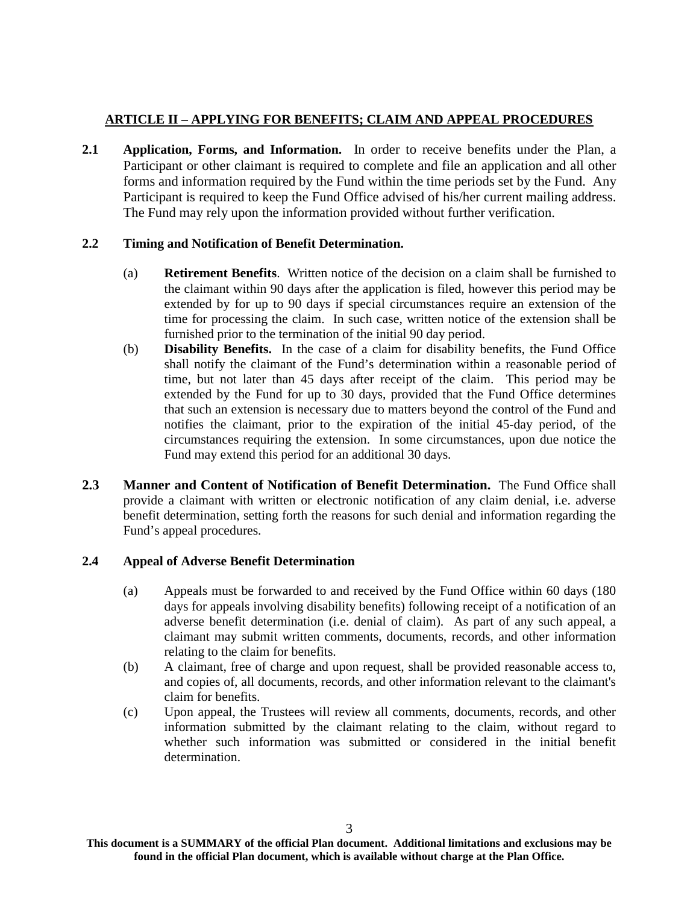## ARTICLE II – APPLYING FOR BENEFITS; CLAIM AND APPEAL PROCEDURES

**2.1 Application, Forms, and Information.** In order to receive benefits under the Plan, a Participant or other claimant is required to complete and file an application and all other forms and information required by the Fund within the time periods set by the Fund. Any Participant is required to keep the Fund Office advised of his/her current mailing address. The Fund may rely upon the information provided without further verification.

**2.2 Timing and Notification of Benefit Determination.**

(a) **Retirement Benefits**. Written notice of the decision on a claim shall be furnished to the claimant within 90 days after the application is filed, however this period may be extended by for up to 90 days if special circumstances require an extension of the time for processing the claim. In such case, written notice of the extension shall be furnished prior to the termination of the initial 90 day period.

(b) **Disability Benefits.** In the case of a claim for disability benefits, the Fund Office shall notify the claimant of the Fund's determination within a reasonable period of time, but not later than 45 days after receipt of the claim. This period may be extended by the Fund for up to 30 days, provided that the Fund Office determines that such an extension is necessary due to matters beyond the control of the Fund and notifies the claimant, prior to the expiration of the initial 45-day period, of the circumstances requiring the extension. In some circumstances, upon due notice the Fund may extend this period for an additional 30 days.

**2.3 Manner and Content of Notification of Benefit Determination.** The Fund Office shall provide a claimant with written or electronic notification of any claim denial, i.e. adverse benefit determination, setting forth the reasons for such denial and information regarding the Fund's appeal procedures.

**2.4 Appeal of Adverse Benefit Determination**

(a) Appeals must be forwarded to and received by the Fund Office within 60 days (180 days for appeals involving disability benefits) following receipt of a notification of an adverse benefit determination (i.e. denial of claim). As part of any such appeal, a claimant may submit written comments, documents, records, and other information relating to the claim for benefits.

(b) A claimant, free of charge and upon request, shall be provided reasonable access to, and copies of, all documents, records, and other information relevant to the claimant's claim for benefits.

(c) Upon appeal, the Trustees will review all comments, documents, records, and other information submitted by the claimant relating to the claim, without regard to whether such information was submitted or considered in the initial benefit determination.

**This document is a SUMMARY of the official Plan document. Additional limitations and exclusions may be found in the official Plan document, which is available without charge at the Plan Office.**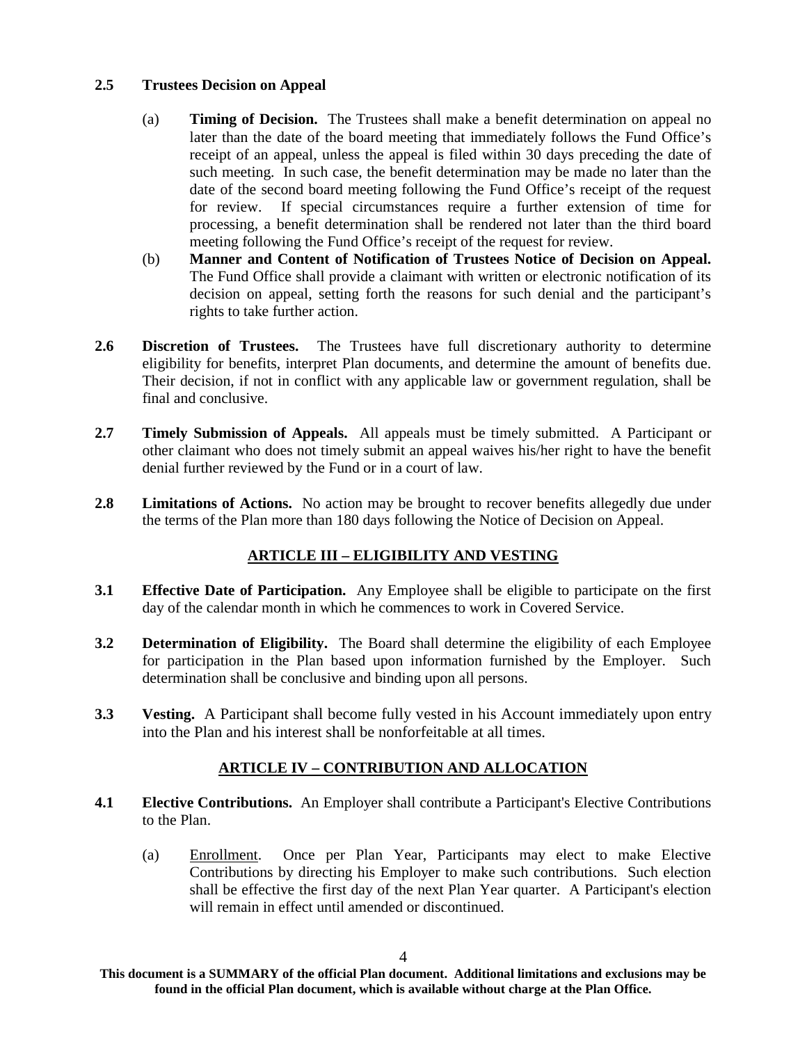**2.5 Trustees Decision on Appeal**

(a) **Timing of Decision.** The Trustees shall make a benefit determination on appeal no later than the date of the board meeting that immediately follows the Fund Office's receipt of an appeal, unless the appeal is filed within 30 days preceding the date of such meeting. In such case, the benefit determination may be made no later than the date of the second board meeting following the Fund Office's receipt of the request for review. If special circumstances require a further extension of time for processing, a benefit determination shall be rendered not later than the third board meeting following the Fund Office's receipt of the request for review.

(b) **Manner and Content of Notification of Trustees Notice of Decision on Appeal.** The Fund Office shall provide a claimant with written or electronic notification of its decision on appeal, setting forth the reasons for such denial and the participant's rights to take further action.

**2.6 Discretion of Trustees.** The Trustees have full discretionary authority to determine eligibility for benefits, interpret Plan documents, and determine the amount of benefits due. Their decision, if not in conflict with any applicable law or government regulation, shall be final and conclusive.

**2.7 Timely Submission of Appeals.** All appeals must be timely submitted. A Participant or other claimant who does not timely submit an appeal waives his/her right to have the benefit denial further reviewed by the Fund or in a court of law.

**2.8 Limitations of Actions.** No action may be brought to recover benefits allegedly due under the terms of the Plan more than 180 days following the Notice of Decision on Appeal.

## ARTICLE III – ELIGIBILITY AND VESTING

**3.1 Effective Date of Participation.** Any Employee shall be eligible to participate on the first day of the calendar month in which he commences to work in Covered Service.

**3.2 Determination of Eligibility.** The Board shall determine the eligibility of each Employee for participation in the Plan based upon information furnished by the Employer. Such determination shall be conclusive and binding upon all persons.

**3.3 Vesting.** A Participant shall become fully vested in his Account immediately upon entry into the Plan and his interest shall be nonforfeitable at all times.

## ARTICLE IV – CONTRIBUTION AND ALLOCATION

**4.1 Elective Contributions.** An Employer shall contribute a Participant's Elective Contributions to the Plan.

(a) Enrollment. Once per Plan Year, Participants may elect to make Elective Contributions by directing his Employer to make such contributions. Such election shall be effective the first day of the next Plan Year quarter. A Participant's election will remain in effect until amended or discontinued.

**This document is a SUMMARY of the official Plan document. Additional limitations and exclusions may be found in the official Plan document, which is available without charge at the Plan Office.**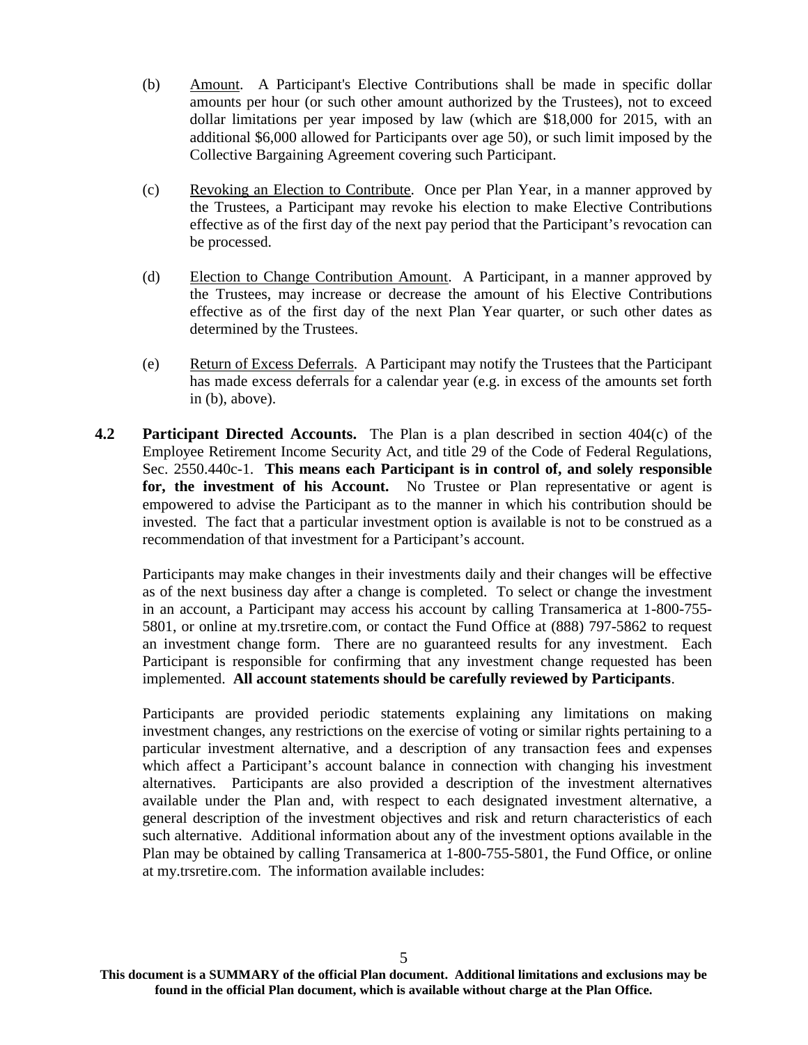(b) Amount. A Participant's Elective Contributions shall be made in specific dollar amounts per hour (or such other amount authorized by the Trustees), not to exceed dollar limitations per year imposed by law (which are $18,000 for 2015, with an additional $6,000 allowed for Participants over age 50), or such limit imposed by the Collective Bargaining Agreement covering such Participant.

(c) Revoking an Election to Contribute. Once per Plan Year, in a manner approved by the Trustees, a Participant may revoke his election to make Elective Contributions effective as of the first day of the next pay period that the Participant's revocation can be processed.

(d) Election to Change Contribution Amount. A Participant, in a manner approved by the Trustees, may increase or decrease the amount of his Elective Contributions effective as of the first day of the next Plan Year quarter, or such other dates as determined by the Trustees.

(e) Return of Excess Deferrals. A Participant may notify the Trustees that the Participant has made excess deferrals for a calendar year (e.g. in excess of the amounts set forth in (b), above).

**4.2 Participant Directed Accounts.** The Plan is a plan described in section 404(c) of the Employee Retirement Income Security Act, and title 29 of the Code of Federal Regulations, Sec. 2550.440c-1. **This means each Participant is in control of, and solely responsible for, the investment of his Account.** No Trustee or Plan representative or agent is empowered to advise the Participant as to the manner in which his contribution should be invested. The fact that a particular investment option is available is not to be construed as a recommendation of that investment for a Participant's account.

Participants may make changes in their investments daily and their changes will be effective as of the next business day after a change is completed. To select or change the investment in an account, a Participant may access his account by calling Transamerica at 1-800-755-5801, or online at my.trsretire.com, or contact the Fund Office at (888) 797-5862 to request an investment change form. There are no guaranteed results for any investment. Each Participant is responsible for confirming that any investment change requested has been implemented. **All account statements should be carefully reviewed by Participants**.

Participants are provided periodic statements explaining any limitations on making investment changes, any restrictions on the exercise of voting or similar rights pertaining to a particular investment alternative, and a description of any transaction fees and expenses which affect a Participant's account balance in connection with changing his investment alternatives. Participants are also provided a description of the investment alternatives available under the Plan and, with respect to each designated investment alternative, a general description of the investment objectives and risk and return characteristics of each such alternative. Additional information about any of the investment options available in the Plan may be obtained by calling Transamerica at 1-800-755-5801, the Fund Office, or online at my.trsretire.com. The information available includes:

**This document is a SUMMARY of the official Plan document. Additional limitations and exclusions may be found in the official Plan document, which is available without charge at the Plan Office.**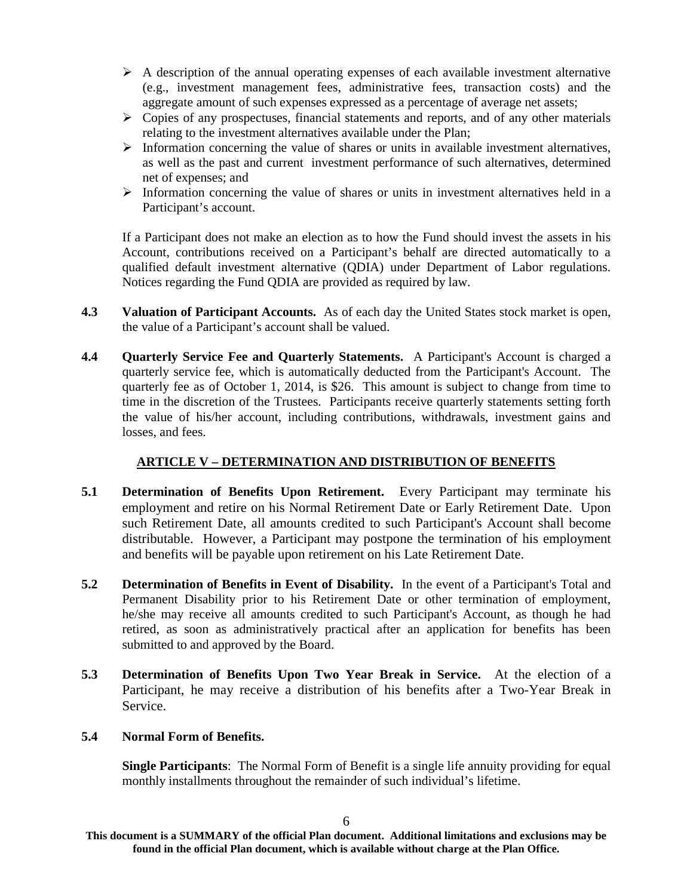- A description of the annual operating expenses of each available investment alternative (e.g., investment management fees, administrative fees, transaction costs) and the aggregate amount of such expenses expressed as a percentage of average net assets;
- Copies of any prospectuses, financial statements and reports, and of any other materials relating to the investment alternatives available under the Plan;
- Information concerning the value of shares or units in available investment alternatives, as well as the past and current investment performance of such alternatives, determined net of expenses; and
- Information concerning the value of shares or units in investment alternatives held in a Participant's account.

If a Participant does not make an election as to how the Fund should invest the assets in his Account, contributions received on a Participant's behalf are directed automatically to a qualified default investment alternative (QDIA) under Department of Labor regulations. Notices regarding the Fund QDIA are provided as required by law.

**4.3 Valuation of Participant Accounts.** As of each day the United States stock market is open, the value of a Participant's account shall be valued.

**4.4 Quarterly Service Fee and Quarterly Statements.** A Participant's Account is charged a quarterly service fee, which is automatically deducted from the Participant's Account. The quarterly fee as of October 1, 2014, is $26. This amount is subject to change from time to time in the discretion of the Trustees. Participants receive quarterly statements setting forth the value of his/her account, including contributions, withdrawals, investment gains and losses, and fees.

## ARTICLE V – DETERMINATION AND DISTRIBUTION OF BENEFITS

**5.1 Determination of Benefits Upon Retirement.** Every Participant may terminate his employment and retire on his Normal Retirement Date or Early Retirement Date. Upon such Retirement Date, all amounts credited to such Participant's Account shall become distributable. However, a Participant may postpone the termination of his employment and benefits will be payable upon retirement on his Late Retirement Date.

**5.2 Determination of Benefits in Event of Disability.** In the event of a Participant's Total and Permanent Disability prior to his Retirement Date or other termination of employment, he/she may receive all amounts credited to such Participant's Account, as though he had retired, as soon as administratively practical after an application for benefits has been submitted to and approved by the Board.

**5.3 Determination of Benefits Upon Two Year Break in Service.** At the election of a Participant, he may receive a distribution of his benefits after a Two-Year Break in Service.

**5.4 Normal Form of Benefits.**

**Single Participants**: The Normal Form of Benefit is a single life annuity providing for equal monthly installments throughout the remainder of such individual's lifetime.

**This document is a SUMMARY of the official Plan document. Additional limitations and exclusions may be found in the official Plan document, which is available without charge at the Plan Office.**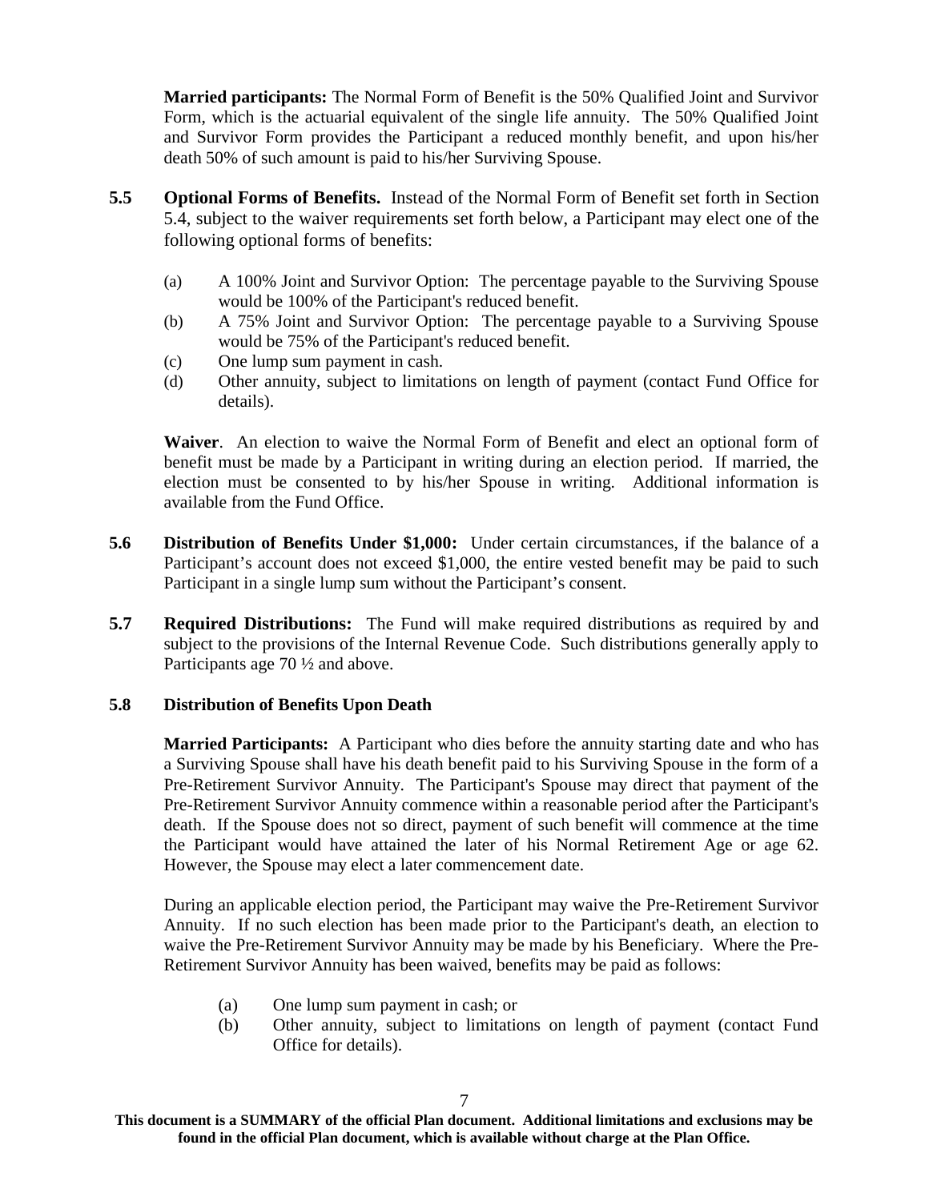**Married participants:** The Normal Form of Benefit is the 50% Qualified Joint and Survivor Form, which is the actuarial equivalent of the single life annuity. The 50% Qualified Joint and Survivor Form provides the Participant a reduced monthly benefit, and upon his/her death 50% of such amount is paid to his/her Surviving Spouse.

**5.5 Optional Forms of Benefits.** Instead of the Normal Form of Benefit set forth in Section 5.4, subject to the waiver requirements set forth below, a Participant may elect one of the following optional forms of benefits:

(a) A 100% Joint and Survivor Option: The percentage payable to the Surviving Spouse would be 100% of the Participant's reduced benefit.
(b) A 75% Joint and Survivor Option: The percentage payable to a Surviving Spouse would be 75% of the Participant's reduced benefit.
(c) One lump sum payment in cash.
(d) Other annuity, subject to limitations on length of payment (contact Fund Office for details).

**Waiver**. An election to waive the Normal Form of Benefit and elect an optional form of benefit must be made by a Participant in writing during an election period. If married, the election must be consented to by his/her Spouse in writing. Additional information is available from the Fund Office.

**5.6 Distribution of Benefits Under $1,000:** Under certain circumstances, if the balance of a Participant's account does not exceed $1,000, the entire vested benefit may be paid to such Participant in a single lump sum without the Participant's consent.

**5.7 Required Distributions:** The Fund will make required distributions as required by and subject to the provisions of the Internal Revenue Code. Such distributions generally apply to Participants age 70 ½ and above.

**5.8 Distribution of Benefits Upon Death**

**Married Participants:** A Participant who dies before the annuity starting date and who has a Surviving Spouse shall have his death benefit paid to his Surviving Spouse in the form of a Pre-Retirement Survivor Annuity. The Participant's Spouse may direct that payment of the Pre-Retirement Survivor Annuity commence within a reasonable period after the Participant's death. If the Spouse does not so direct, payment of such benefit will commence at the time the Participant would have attained the later of his Normal Retirement Age or age 62. However, the Spouse may elect a later commencement date.

During an applicable election period, the Participant may waive the Pre-Retirement Survivor Annuity. If no such election has been made prior to the Participant's death, an election to waive the Pre-Retirement Survivor Annuity may be made by his Beneficiary. Where the Pre-Retirement Survivor Annuity has been waived, benefits may be paid as follows:

(a) One lump sum payment in cash; or
(b) Other annuity, subject to limitations on length of payment (contact Fund Office for details).

**This document is a SUMMARY of the official Plan document. Additional limitations and exclusions may be found in the official Plan document, which is available without charge at the Plan Office.**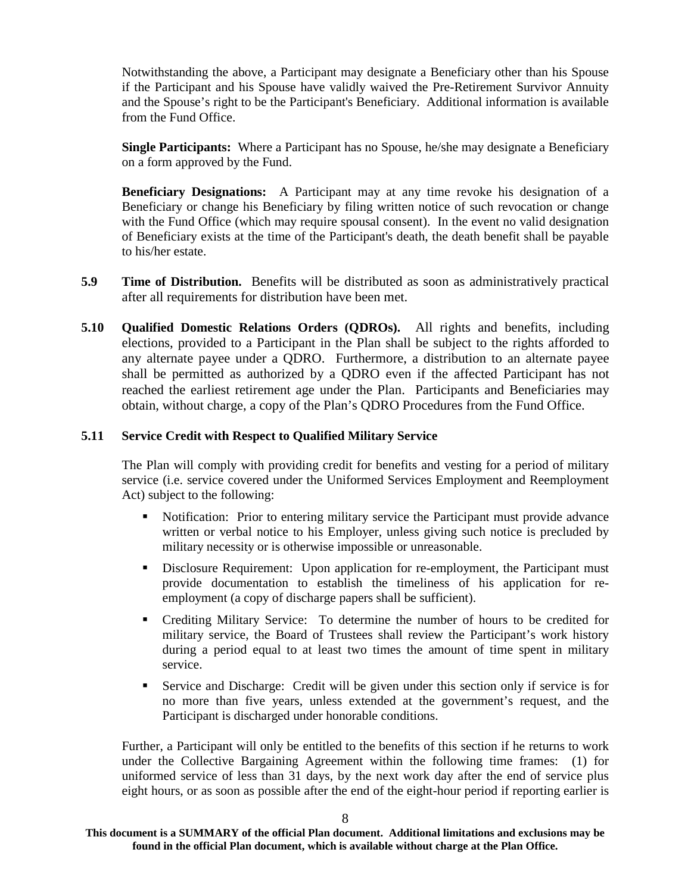Notwithstanding the above, a Participant may designate a Beneficiary other than his Spouse if the Participant and his Spouse have validly waived the Pre-Retirement Survivor Annuity and the Spouse's right to be the Participant's Beneficiary. Additional information is available from the Fund Office.

**Single Participants:** Where a Participant has no Spouse, he/she may designate a Beneficiary on a form approved by the Fund.

**Beneficiary Designations:** A Participant may at any time revoke his designation of a Beneficiary or change his Beneficiary by filing written notice of such revocation or change with the Fund Office (which may require spousal consent). In the event no valid designation of Beneficiary exists at the time of the Participant's death, the death benefit shall be payable to his/her estate.

**5.9 Time of Distribution.** Benefits will be distributed as soon as administratively practical after all requirements for distribution have been met.

**5.10 Qualified Domestic Relations Orders (QDROs).** All rights and benefits, including elections, provided to a Participant in the Plan shall be subject to the rights afforded to any alternate payee under a QDRO. Furthermore, a distribution to an alternate payee shall be permitted as authorized by a QDRO even if the affected Participant has not reached the earliest retirement age under the Plan. Participants and Beneficiaries may obtain, without charge, a copy of the Plan's QDRO Procedures from the Fund Office.

**5.11 Service Credit with Respect to Qualified Military Service**

The Plan will comply with providing credit for benefits and vesting for a period of military service (i.e. service covered under the Uniformed Services Employment and Reemployment Act) subject to the following:

- Notification: Prior to entering military service the Participant must provide advance written or verbal notice to his Employer, unless giving such notice is precluded by military necessity or is otherwise impossible or unreasonable.
- Disclosure Requirement: Upon application for re-employment, the Participant must provide documentation to establish the timeliness of his application for re-employment (a copy of discharge papers shall be sufficient).
- Crediting Military Service: To determine the number of hours to be credited for military service, the Board of Trustees shall review the Participant's work history during a period equal to at least two times the amount of time spent in military service.
- Service and Discharge: Credit will be given under this section only if service is for no more than five years, unless extended at the government's request, and the Participant is discharged under honorable conditions.

Further, a Participant will only be entitled to the benefits of this section if he returns to work under the Collective Bargaining Agreement within the following time frames: (1) for uniformed service of less than 31 days, by the next work day after the end of service plus eight hours, or as soon as possible after the end of the eight-hour period if reporting earlier is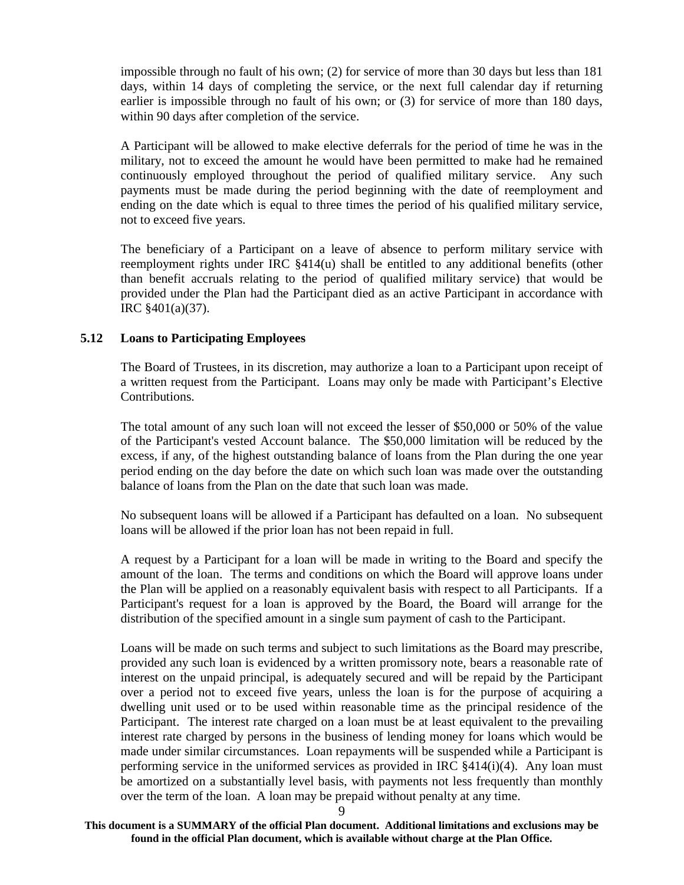impossible through no fault of his own; (2) for service of more than 30 days but less than 181 days, within 14 days of completing the service, or the next full calendar day if returning earlier is impossible through no fault of his own; or (3) for service of more than 180 days, within 90 days after completion of the service.

A Participant will be allowed to make elective deferrals for the period of time he was in the military, not to exceed the amount he would have been permitted to make had he remained continuously employed throughout the period of qualified military service. Any such payments must be made during the period beginning with the date of reemployment and ending on the date which is equal to three times the period of his qualified military service, not to exceed five years.

The beneficiary of a Participant on a leave of absence to perform military service with reemployment rights under IRC §414(u) shall be entitled to any additional benefits (other than benefit accruals relating to the period of qualified military service) that would be provided under the Plan had the Participant died as an active Participant in accordance with IRC §401(a)(37).

### 5.12 Loans to Participating Employees

The Board of Trustees, in its discretion, may authorize a loan to a Participant upon receipt of a written request from the Participant. Loans may only be made with Participant's Elective Contributions.

The total amount of any such loan will not exceed the lesser of $50,000 or 50% of the value of the Participant's vested Account balance. The $50,000 limitation will be reduced by the excess, if any, of the highest outstanding balance of loans from the Plan during the one year period ending on the day before the date on which such loan was made over the outstanding balance of loans from the Plan on the date that such loan was made.

No subsequent loans will be allowed if a Participant has defaulted on a loan. No subsequent loans will be allowed if the prior loan has not been repaid in full.

A request by a Participant for a loan will be made in writing to the Board and specify the amount of the loan. The terms and conditions on which the Board will approve loans under the Plan will be applied on a reasonably equivalent basis with respect to all Participants. If a Participant's request for a loan is approved by the Board, the Board will arrange for the distribution of the specified amount in a single sum payment of cash to the Participant.

Loans will be made on such terms and subject to such limitations as the Board may prescribe, provided any such loan is evidenced by a written promissory note, bears a reasonable rate of interest on the unpaid principal, is adequately secured and will be repaid by the Participant over a period not to exceed five years, unless the loan is for the purpose of acquiring a dwelling unit used or to be used within reasonable time as the principal residence of the Participant. The interest rate charged on a loan must be at least equivalent to the prevailing interest rate charged by persons in the business of lending money for loans which would be made under similar circumstances. Loan repayments will be suspended while a Participant is performing service in the uniformed services as provided in IRC §414(i)(4). Any loan must be amortized on a substantially level basis, with payments not less frequently than monthly over the term of the loan. A loan may be prepaid without penalty at any time.

**This document is a SUMMARY of the official Plan document. Additional limitations and exclusions may be found in the official Plan document, which is available without charge at the Plan Office.**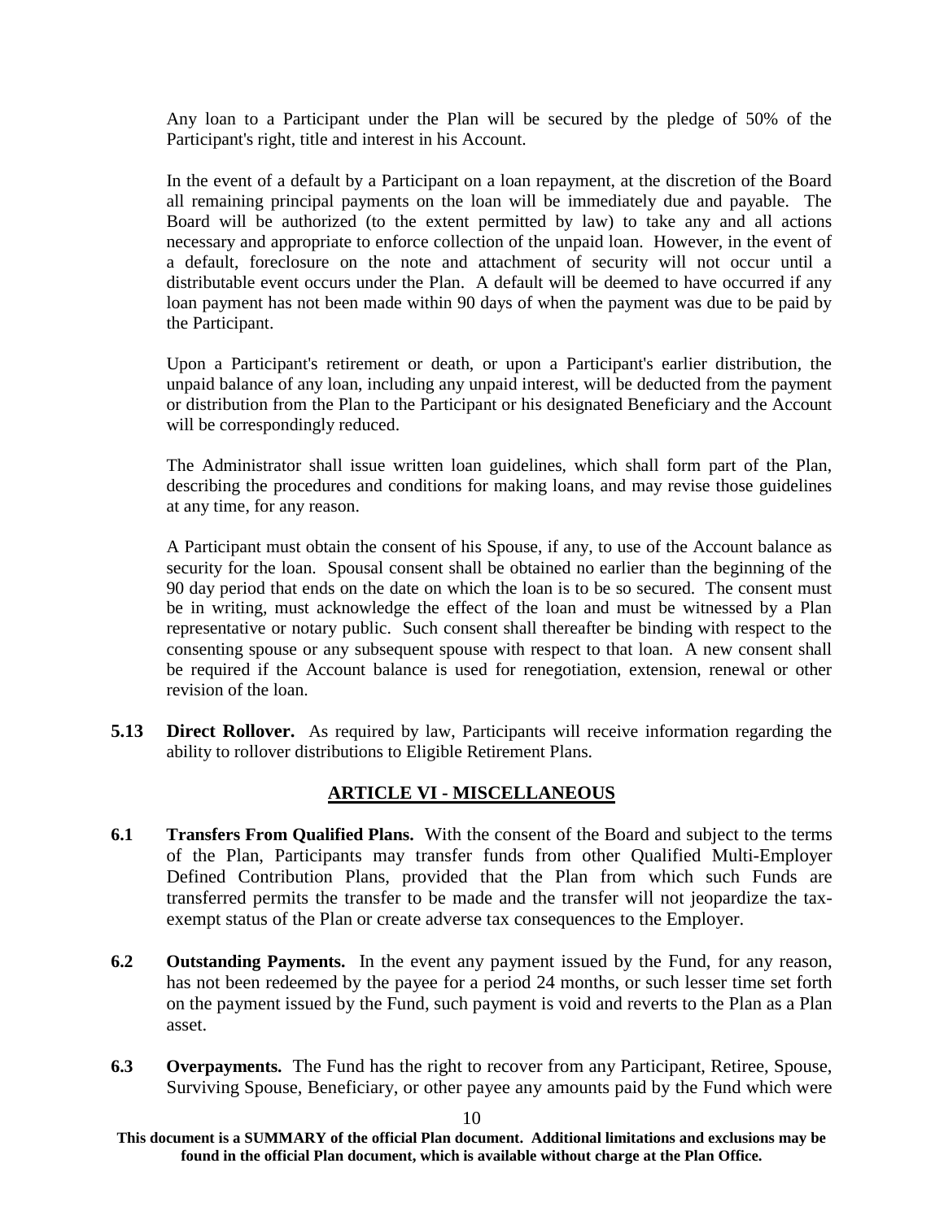Any loan to a Participant under the Plan will be secured by the pledge of 50% of the Participant's right, title and interest in his Account.

In the event of a default by a Participant on a loan repayment, at the discretion of the Board all remaining principal payments on the loan will be immediately due and payable. The Board will be authorized (to the extent permitted by law) to take any and all actions necessary and appropriate to enforce collection of the unpaid loan. However, in the event of a default, foreclosure on the note and attachment of security will not occur until a distributable event occurs under the Plan. A default will be deemed to have occurred if any loan payment has not been made within 90 days of when the payment was due to be paid by the Participant.

Upon a Participant's retirement or death, or upon a Participant's earlier distribution, the unpaid balance of any loan, including any unpaid interest, will be deducted from the payment or distribution from the Plan to the Participant or his designated Beneficiary and the Account will be correspondingly reduced.

The Administrator shall issue written loan guidelines, which shall form part of the Plan, describing the procedures and conditions for making loans, and may revise those guidelines at any time, for any reason.

A Participant must obtain the consent of his Spouse, if any, to use of the Account balance as security for the loan. Spousal consent shall be obtained no earlier than the beginning of the 90 day period that ends on the date on which the loan is to be so secured. The consent must be in writing, must acknowledge the effect of the loan and must be witnessed by a Plan representative or notary public. Such consent shall thereafter be binding with respect to the consenting spouse or any subsequent spouse with respect to that loan. A new consent shall be required if the Account balance is used for renegotiation, extension, renewal or other revision of the loan.

**5.13 Direct Rollover.** As required by law, Participants will receive information regarding the ability to rollover distributions to Eligible Retirement Plans.

## ARTICLE VI - MISCELLANEOUS

**6.1 Transfers From Qualified Plans.** With the consent of the Board and subject to the terms of the Plan, Participants may transfer funds from other Qualified Multi-Employer Defined Contribution Plans, provided that the Plan from which such Funds are transferred permits the transfer to be made and the transfer will not jeopardize the tax-exempt status of the Plan or create adverse tax consequences to the Employer.

**6.2 Outstanding Payments.** In the event any payment issued by the Fund, for any reason, has not been redeemed by the payee for a period 24 months, or such lesser time set forth on the payment issued by the Fund, such payment is void and reverts to the Plan as a Plan asset.

**6.3 Overpayments.** The Fund has the right to recover from any Participant, Retiree, Spouse, Surviving Spouse, Beneficiary, or other payee any amounts paid by the Fund which were

**This document is a SUMMARY of the official Plan document. Additional limitations and exclusions may be found in the official Plan document, which is available without charge at the Plan Office.**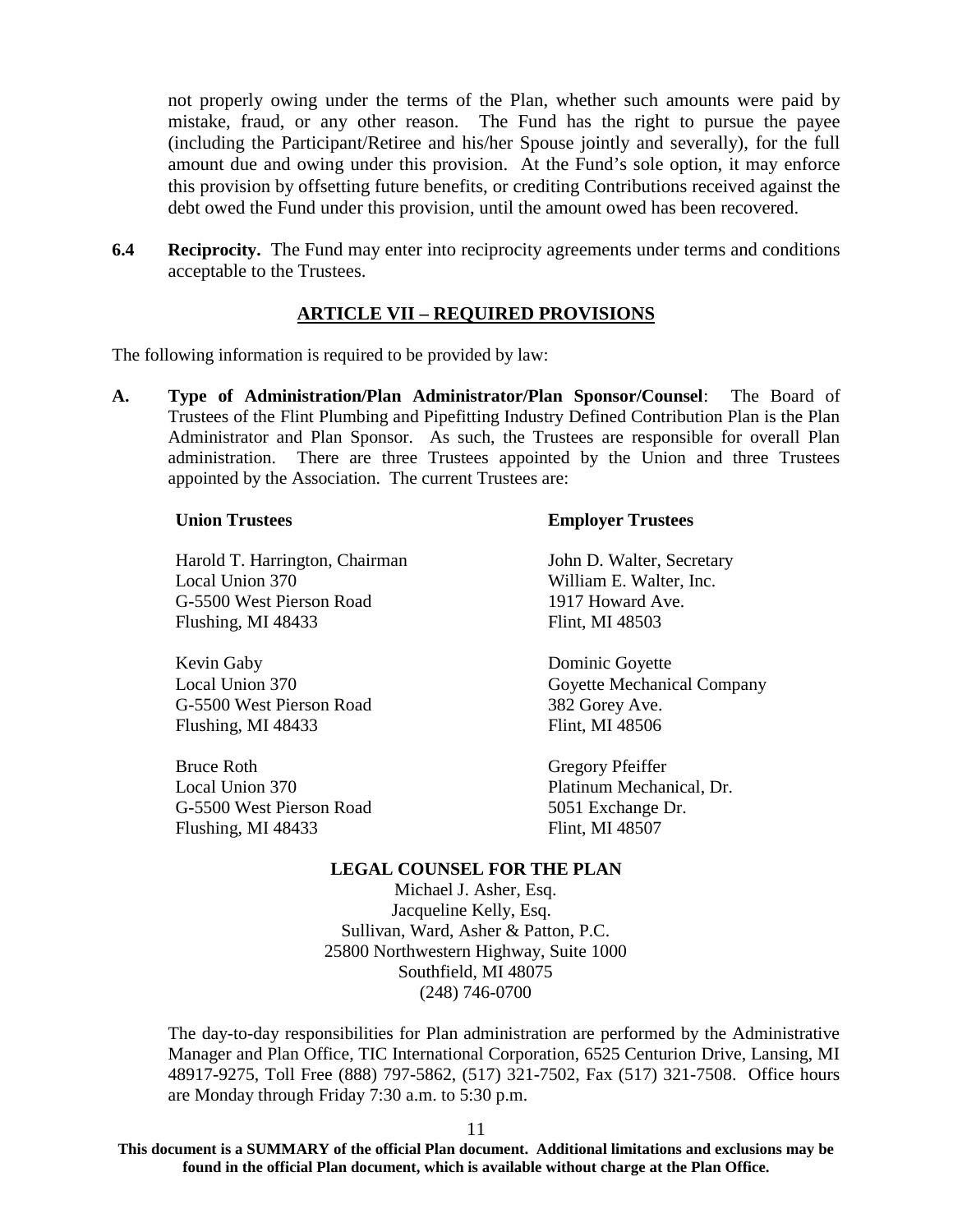not properly owing under the terms of the Plan, whether such amounts were paid by mistake, fraud, or any other reason. The Fund has the right to pursue the payee (including the Participant/Retiree and his/her Spouse jointly and severally), for the full amount due and owing under this provision. At the Fund's sole option, it may enforce this provision by offsetting future benefits, or crediting Contributions received against the debt owed the Fund under this provision, until the amount owed has been recovered.

**6.4 Reciprocity.** The Fund may enter into reciprocity agreements under terms and conditions acceptable to the Trustees.

## ARTICLE VII – REQUIRED PROVISIONS

The following information is required to be provided by law:

**A. Type of Administration/Plan Administrator/Plan Sponsor/Counsel**: The Board of Trustees of the Flint Plumbing and Pipefitting Industry Defined Contribution Plan is the Plan Administrator and Plan Sponsor. As such, the Trustees are responsible for overall Plan administration. There are three Trustees appointed by the Union and three Trustees appointed by the Association. The current Trustees are:

**Union Trustees**

Harold T. Harrington, Chairman
Local Union 370
G-5500 West Pierson Road
Flushing, MI 48433

Kevin Gaby
Local Union 370
G-5500 West Pierson Road
Flushing, MI 48433

Bruce Roth
Local Union 370
G-5500 West Pierson Road
Flushing, MI 48433

**Employer Trustees**

John D. Walter, Secretary
William E. Walter, Inc.
1917 Howard Ave.
Flint, MI 48503

Dominic Goyette
Goyette Mechanical Company
382 Gorey Ave.
Flint, MI 48506

Gregory Pfeiffer
Platinum Mechanical, Dr.
5051 Exchange Dr.
Flint, MI 48507

**LEGAL COUNSEL FOR THE PLAN**

Michael J. Asher, Esq.
Jacqueline Kelly, Esq.
Sullivan, Ward, Asher & Patton, P.C.
25800 Northwestern Highway, Suite 1000
Southfield, MI 48075
(248) 746-0700

The day-to-day responsibilities for Plan administration are performed by the Administrative Manager and Plan Office, TIC International Corporation, 6525 Centurion Drive, Lansing, MI 48917-9275, Toll Free (888) 797-5862, (517) 321-7502, Fax (517) 321-7508. Office hours are Monday through Friday 7:30 a.m. to 5:30 p.m.

**This document is a SUMMARY of the official Plan document. Additional limitations and exclusions may be found in the official Plan document, which is available without charge at the Plan Office.**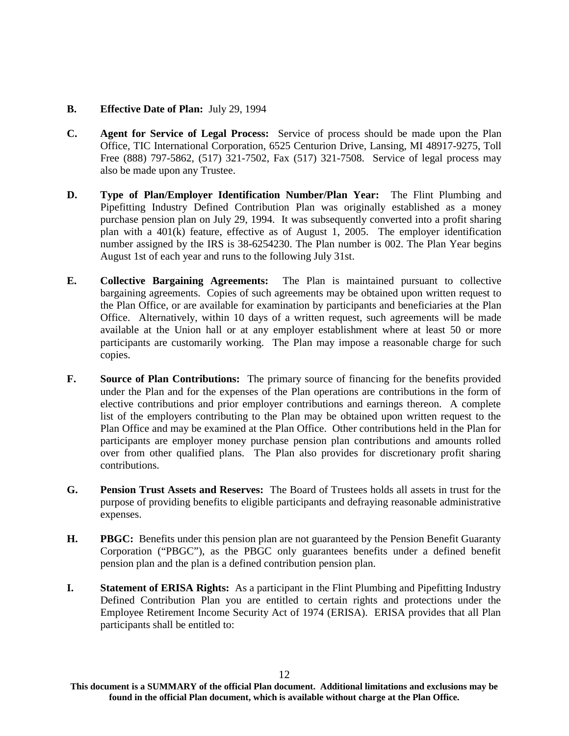**B. Effective Date of Plan:** July 29, 1994

**C. Agent for Service of Legal Process:** Service of process should be made upon the Plan Office, TIC International Corporation, 6525 Centurion Drive, Lansing, MI 48917-9275, Toll Free (888) 797-5862, (517) 321-7502, Fax (517) 321-7508. Service of legal process may also be made upon any Trustee.

**D. Type of Plan/Employer Identification Number/Plan Year:** The Flint Plumbing and Pipefitting Industry Defined Contribution Plan was originally established as a money purchase pension plan on July 29, 1994. It was subsequently converted into a profit sharing plan with a 401(k) feature, effective as of August 1, 2005. The employer identification number assigned by the IRS is 38-6254230. The Plan number is 002. The Plan Year begins August 1st of each year and runs to the following July 31st.

**E. Collective Bargaining Agreements:** The Plan is maintained pursuant to collective bargaining agreements. Copies of such agreements may be obtained upon written request to the Plan Office, or are available for examination by participants and beneficiaries at the Plan Office. Alternatively, within 10 days of a written request, such agreements will be made available at the Union hall or at any employer establishment where at least 50 or more participants are customarily working. The Plan may impose a reasonable charge for such copies.

**F. Source of Plan Contributions:** The primary source of financing for the benefits provided under the Plan and for the expenses of the Plan operations are contributions in the form of elective contributions and prior employer contributions and earnings thereon. A complete list of the employers contributing to the Plan may be obtained upon written request to the Plan Office and may be examined at the Plan Office. Other contributions held in the Plan for participants are employer money purchase pension plan contributions and amounts rolled over from other qualified plans. The Plan also provides for discretionary profit sharing contributions.

**G. Pension Trust Assets and Reserves:** The Board of Trustees holds all assets in trust for the purpose of providing benefits to eligible participants and defraying reasonable administrative expenses.

**H. PBGC:** Benefits under this pension plan are not guaranteed by the Pension Benefit Guaranty Corporation ("PBGC"), as the PBGC only guarantees benefits under a defined benefit pension plan and the plan is a defined contribution pension plan.

**I. Statement of ERISA Rights:** As a participant in the Flint Plumbing and Pipefitting Industry Defined Contribution Plan you are entitled to certain rights and protections under the Employee Retirement Income Security Act of 1974 (ERISA). ERISA provides that all Plan participants shall be entitled to:

**This document is a SUMMARY of the official Plan document. Additional limitations and exclusions may be found in the official Plan document, which is available without charge at the Plan Office.**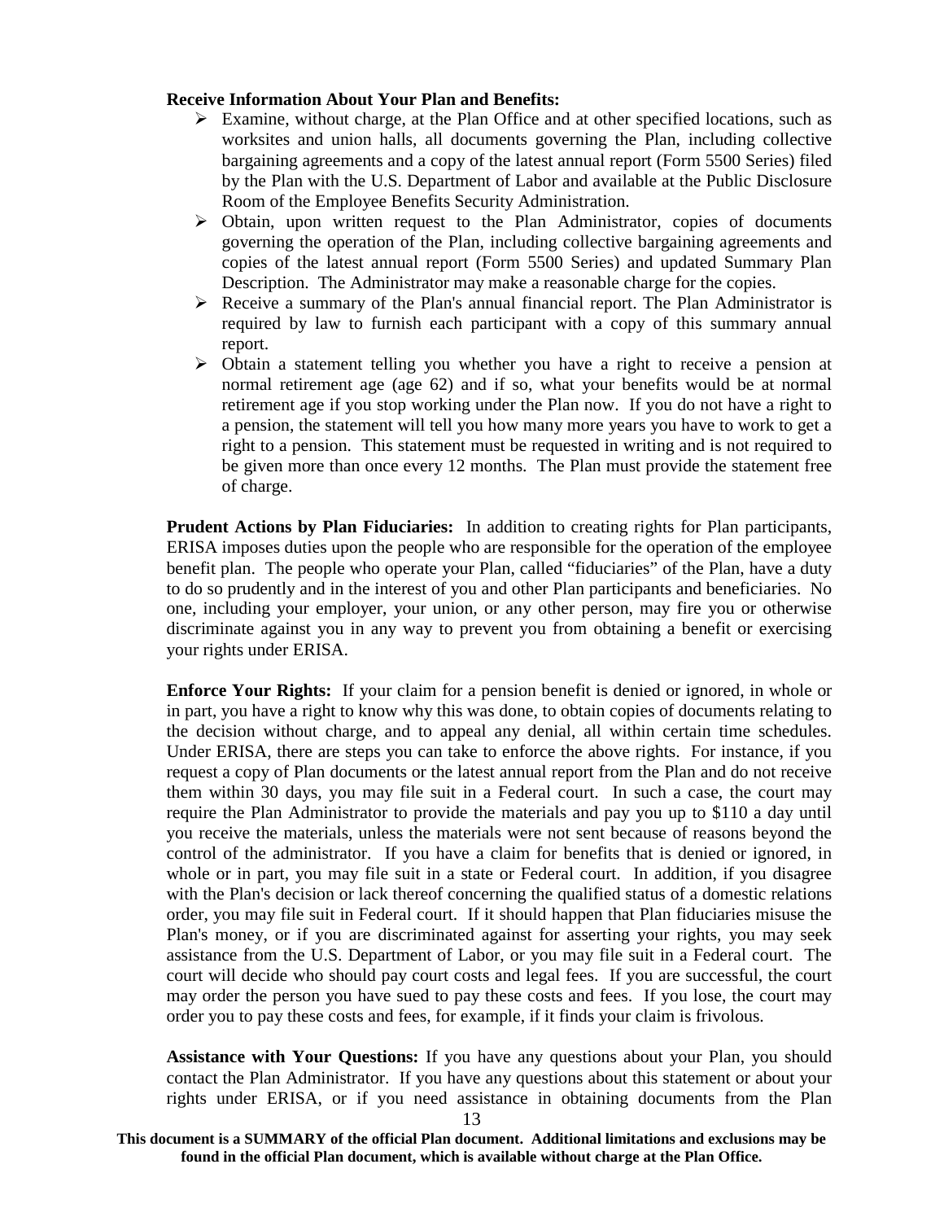**Receive Information About Your Plan and Benefits:**

- Examine, without charge, at the Plan Office and at other specified locations, such as worksites and union halls, all documents governing the Plan, including collective bargaining agreements and a copy of the latest annual report (Form 5500 Series) filed by the Plan with the U.S. Department of Labor and available at the Public Disclosure Room of the Employee Benefits Security Administration.
- Obtain, upon written request to the Plan Administrator, copies of documents governing the operation of the Plan, including collective bargaining agreements and copies of the latest annual report (Form 5500 Series) and updated Summary Plan Description. The Administrator may make a reasonable charge for the copies.
- Receive a summary of the Plan's annual financial report. The Plan Administrator is required by law to furnish each participant with a copy of this summary annual report.
- Obtain a statement telling you whether you have a right to receive a pension at normal retirement age (age 62) and if so, what your benefits would be at normal retirement age if you stop working under the Plan now. If you do not have a right to a pension, the statement will tell you how many more years you have to work to get a right to a pension. This statement must be requested in writing and is not required to be given more than once every 12 months. The Plan must provide the statement free of charge.

**Prudent Actions by Plan Fiduciaries:** In addition to creating rights for Plan participants, ERISA imposes duties upon the people who are responsible for the operation of the employee benefit plan. The people who operate your Plan, called "fiduciaries" of the Plan, have a duty to do so prudently and in the interest of you and other Plan participants and beneficiaries. No one, including your employer, your union, or any other person, may fire you or otherwise discriminate against you in any way to prevent you from obtaining a benefit or exercising your rights under ERISA.

**Enforce Your Rights:** If your claim for a pension benefit is denied or ignored, in whole or in part, you have a right to know why this was done, to obtain copies of documents relating to the decision without charge, and to appeal any denial, all within certain time schedules. Under ERISA, there are steps you can take to enforce the above rights. For instance, if you request a copy of Plan documents or the latest annual report from the Plan and do not receive them within 30 days, you may file suit in a Federal court. In such a case, the court may require the Plan Administrator to provide the materials and pay you up to $110 a day until you receive the materials, unless the materials were not sent because of reasons beyond the control of the administrator. If you have a claim for benefits that is denied or ignored, in whole or in part, you may file suit in a state or Federal court. In addition, if you disagree with the Plan's decision or lack thereof concerning the qualified status of a domestic relations order, you may file suit in Federal court. If it should happen that Plan fiduciaries misuse the Plan's money, or if you are discriminated against for asserting your rights, you may seek assistance from the U.S. Department of Labor, or you may file suit in a Federal court. The court will decide who should pay court costs and legal fees. If you are successful, the court may order the person you have sued to pay these costs and fees. If you lose, the court may order you to pay these costs and fees, for example, if it finds your claim is frivolous.

**Assistance with Your Questions:** If you have any questions about your Plan, you should contact the Plan Administrator. If you have any questions about this statement or about your rights under ERISA, or if you need assistance in obtaining documents from the Plan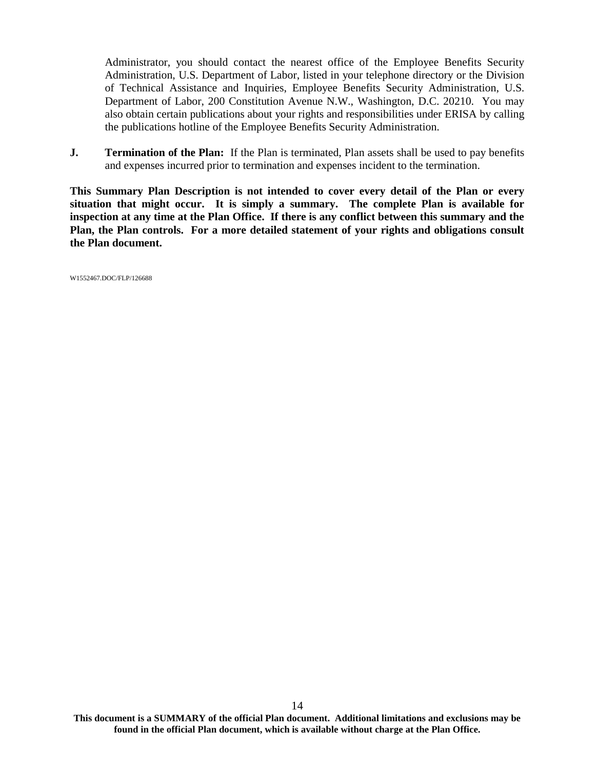Administrator, you should contact the nearest office of the Employee Benefits Security Administration, U.S. Department of Labor, listed in your telephone directory or the Division of Technical Assistance and Inquiries, Employee Benefits Security Administration, U.S. Department of Labor, 200 Constitution Avenue N.W., Washington, D.C. 20210. You may also obtain certain publications about your rights and responsibilities under ERISA by calling the publications hotline of the Employee Benefits Security Administration.

**J.** **Termination of the Plan:** If the Plan is terminated, Plan assets shall be used to pay benefits and expenses incurred prior to termination and expenses incident to the termination.

**This Summary Plan Description is not intended to cover every detail of the Plan or every situation that might occur. It is simply a summary. The complete Plan is available for inspection at any time at the Plan Office. If there is any conflict between this summary and the Plan, the Plan controls. For a more detailed statement of your rights and obligations consult the Plan document.**

W1552467.DOC/FLP/126688